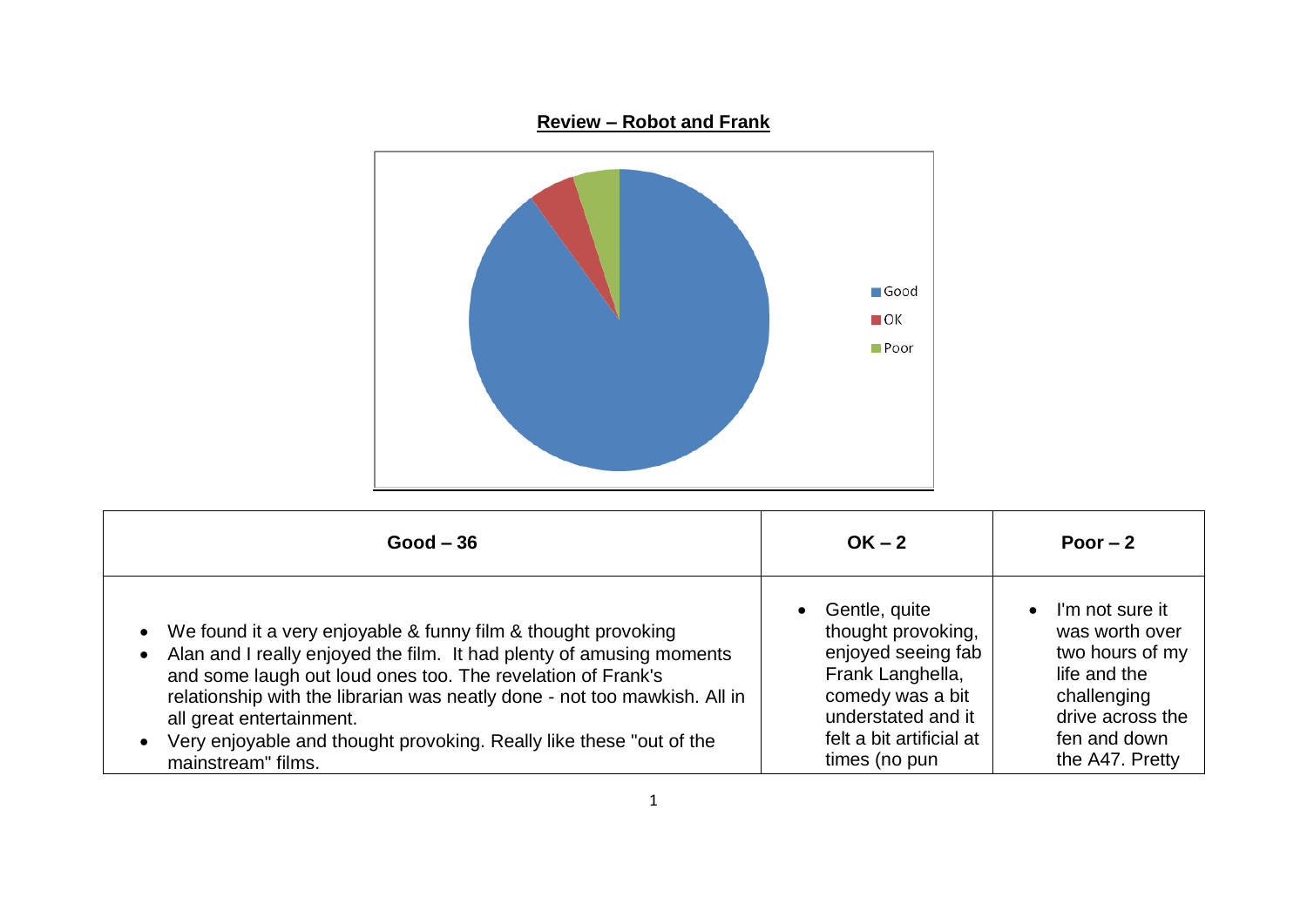**Review – Robot and Frank**

| Good – 36 | OK – 2 | Poor – 2 |
| --- | --- | --- |
| • We found it a very enjoyable & funny film & thought provoking<br>• Alan and I really enjoyed the film. It had plenty of amusing moments and some laugh out loud ones too. The revelation of Frank's relationship with the librarian was neatly done - not too mawkish. All in all great entertainment.<br>• Very enjoyable and thought provoking. Really like these "out of the mainstream" films. | • Gentle, quite thought provoking, enjoyed seeing fab Frank Langhella, comedy was a bit understated and it felt a bit artificial at times (no pun | • I'm not sure it was worth over two hours of my life and the challenging drive across the fen and down the A47. Pretty |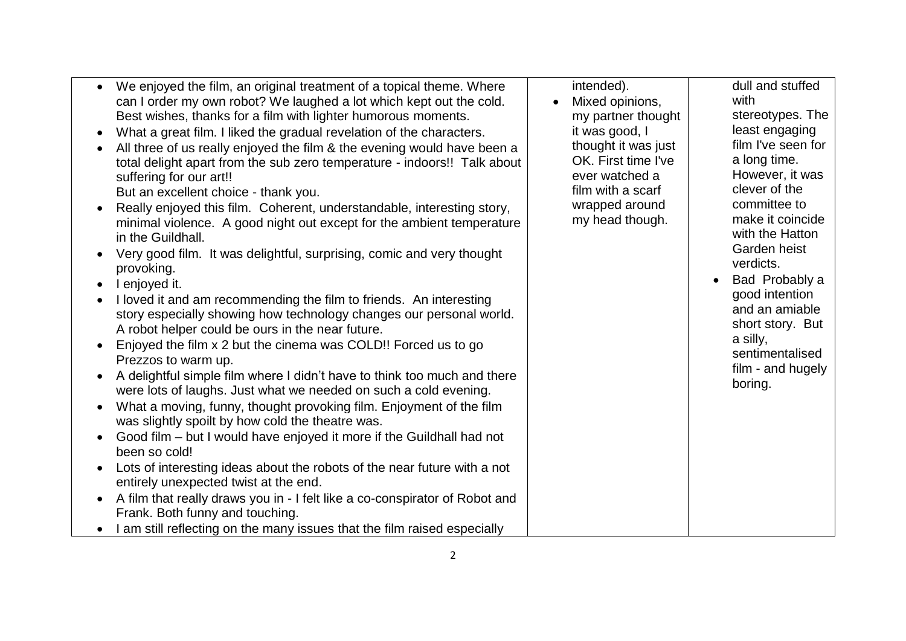| | | |
|---|---|---|
| • We enjoyed the film, an original treatment of a topical theme. Where can I order my own robot? We laughed a lot which kept out the cold. Best wishes, thanks for a film with lighter humorous moments.<br>• What a great film. I liked the gradual revelation of the characters.<br>• All three of us really enjoyed the film & the evening would have been a total delight apart from the sub zero temperature - indoors!! Talk about suffering for our art!! But an excellent choice - thank you.<br>• Really enjoyed this film. Coherent, understandable, interesting story, minimal violence. A good night out except for the ambient temperature in the Guildhall.<br>• Very good film. It was delightful, surprising, comic and very thought provoking.<br>• I enjoyed it.<br>• I loved it and am recommending the film to friends. An interesting story especially showing how technology changes our personal world. A robot helper could be ours in the near future.<br>• Enjoyed the film x 2 but the cinema was COLD!! Forced us to go Prezzos to warm up.<br>• A delightful simple film where I didn't have to think too much and there were lots of laughs. Just what we needed on such a cold evening.<br>• What a moving, funny, thought provoking film. Enjoyment of the film was slightly spoilt by how cold the theatre was.<br>• Good film – but I would have enjoyed it more if the Guildhall had not been so cold!<br>• Lots of interesting ideas about the robots of the near future with a not entirely unexpected twist at the end.<br>• A film that really draws you in - I felt like a co-conspirator of Robot and Frank. Both funny and touching.<br>• I am still reflecting on the many issues that the film raised especially | intended).<br>• Mixed opinions, my partner thought it was good, I thought it was just OK. First time I've ever watched a film with a scarf wrapped around my head though. | dull and stuffed with stereotypes. The least engaging film I've seen for a long time. However, it was clever of the committee to make it coincide with the Hatton Garden heist verdicts.<br>• Bad Probably a good intention and an amiable short story. But a silly, sentimentalised film - and hugely boring. |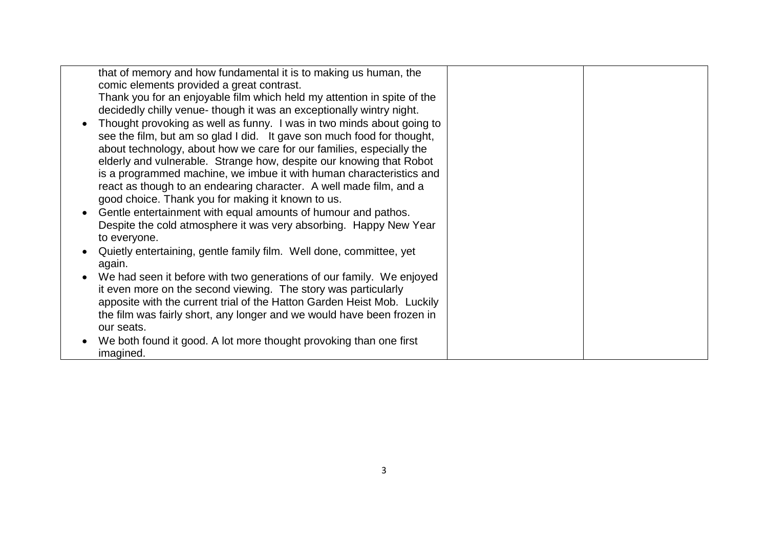| | | |
|---|---|---|
| that of memory and how fundamental it is to making us human, the comic elements provided a great contrast.<br>Thank you for an enjoyable film which held my attention in spite of the decidedly chilly venue- though it was an exceptionally wintry night.<br>• Thought provoking as well as funny. I was in two minds about going to see the film, but am so glad I did. It gave son much food for thought, about technology, about how we care for our families, especially the elderly and vulnerable. Strange how, despite our knowing that Robot is a programmed machine, we imbue it with human characteristics and react as though to an endearing character. A well made film, and a good choice. Thank you for making it known to us.<br>• Gentle entertainment with equal amounts of humour and pathos. Despite the cold atmosphere it was very absorbing. Happy New Year to everyone.<br>• Quietly entertaining, gentle family film. Well done, committee, yet again.<br>• We had seen it before with two generations of our family. We enjoyed it even more on the second viewing. The story was particularly apposite with the current trial of the Hatton Garden Heist Mob. Luckily the film was fairly short, any longer and we would have been frozen in our seats.<br>• We both found it good. A lot more thought provoking than one first imagined. | | |